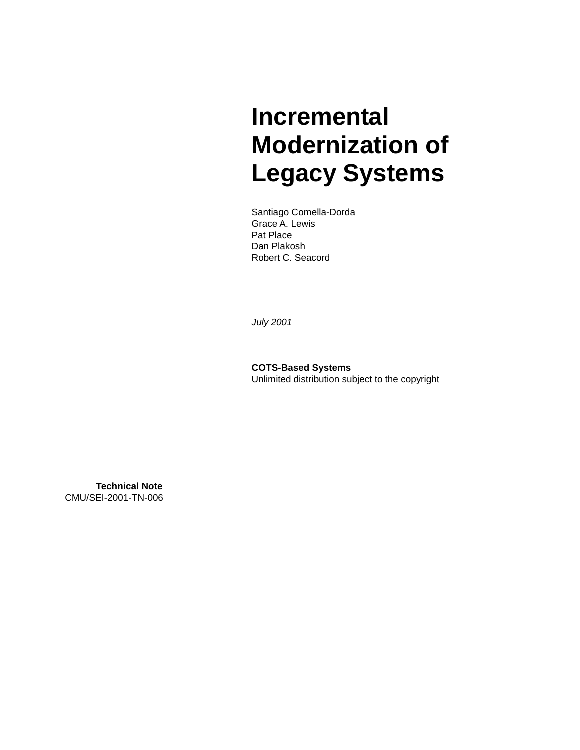# Incremental Modernization of Legacy Systems

Santiago Comella-Dorda
Grace A. Lewis
Pat Place
Dan Plakosh
Robert C. Seacord

*July 2001*

**COTS-Based Systems**
Unlimited distribution subject to the copyright

**Technical Note**
CMU/SEI-2001-TN-006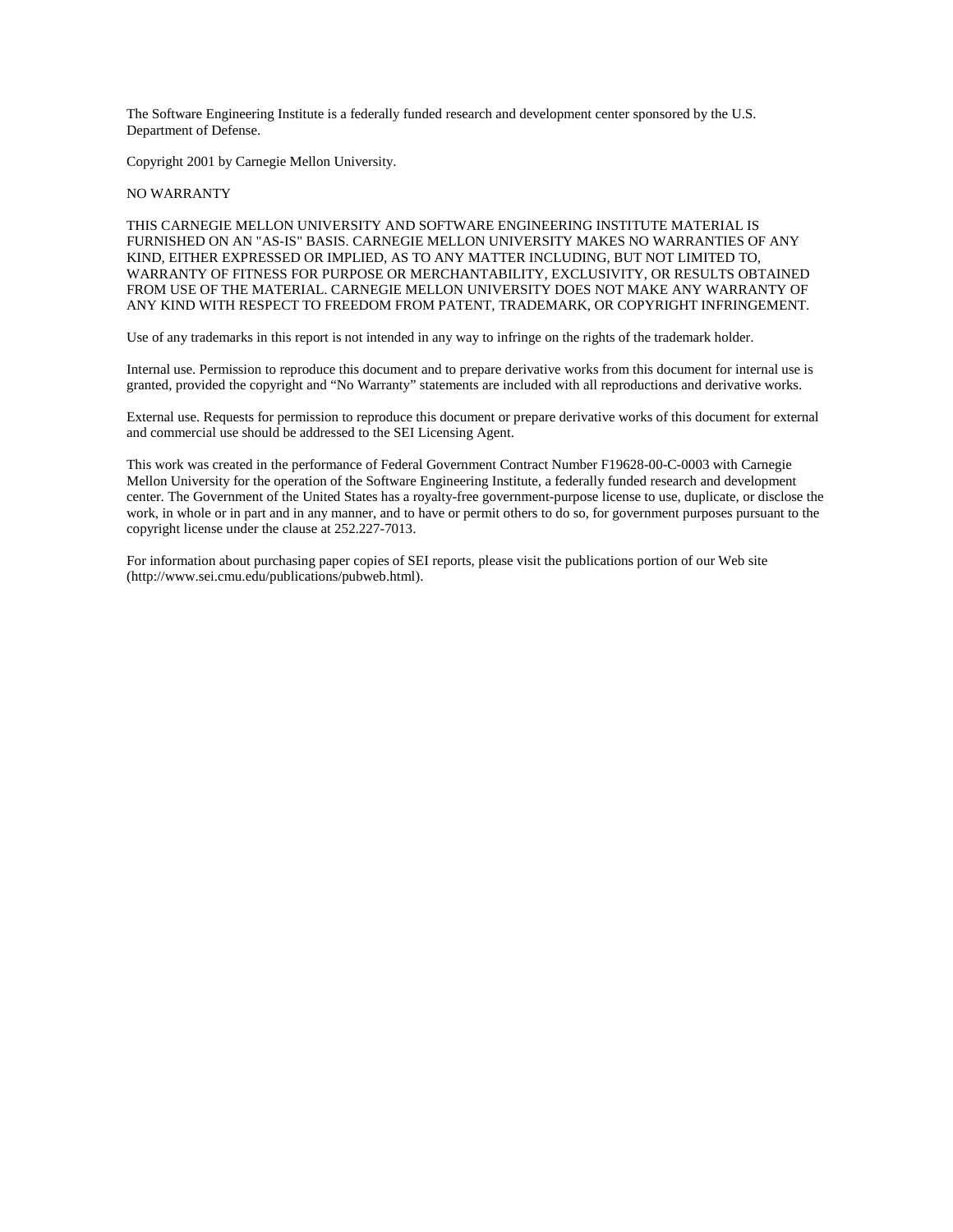The Software Engineering Institute is a federally funded research and development center sponsored by the U.S. Department of Defense.

Copyright 2001 by Carnegie Mellon University.

NO WARRANTY

THIS CARNEGIE MELLON UNIVERSITY AND SOFTWARE ENGINEERING INSTITUTE MATERIAL IS FURNISHED ON AN "AS-IS" BASIS. CARNEGIE MELLON UNIVERSITY MAKES NO WARRANTIES OF ANY KIND, EITHER EXPRESSED OR IMPLIED, AS TO ANY MATTER INCLUDING, BUT NOT LIMITED TO, WARRANTY OF FITNESS FOR PURPOSE OR MERCHANTABILITY, EXCLUSIVITY, OR RESULTS OBTAINED FROM USE OF THE MATERIAL. CARNEGIE MELLON UNIVERSITY DOES NOT MAKE ANY WARRANTY OF ANY KIND WITH RESPECT TO FREEDOM FROM PATENT, TRADEMARK, OR COPYRIGHT INFRINGEMENT.

Use of any trademarks in this report is not intended in any way to infringe on the rights of the trademark holder.

Internal use. Permission to reproduce this document and to prepare derivative works from this document for internal use is granted, provided the copyright and "No Warranty" statements are included with all reproductions and derivative works.

External use. Requests for permission to reproduce this document or prepare derivative works of this document for external and commercial use should be addressed to the SEI Licensing Agent.

This work was created in the performance of Federal Government Contract Number F19628-00-C-0003 with Carnegie Mellon University for the operation of the Software Engineering Institute, a federally funded research and development center. The Government of the United States has a royalty-free government-purpose license to use, duplicate, or disclose the work, in whole or in part and in any manner, and to have or permit others to do so, for government purposes pursuant to the copyright license under the clause at 252.227-7013.

For information about purchasing paper copies of SEI reports, please visit the publications portion of our Web site (http://www.sei.cmu.edu/publications/pubweb.html).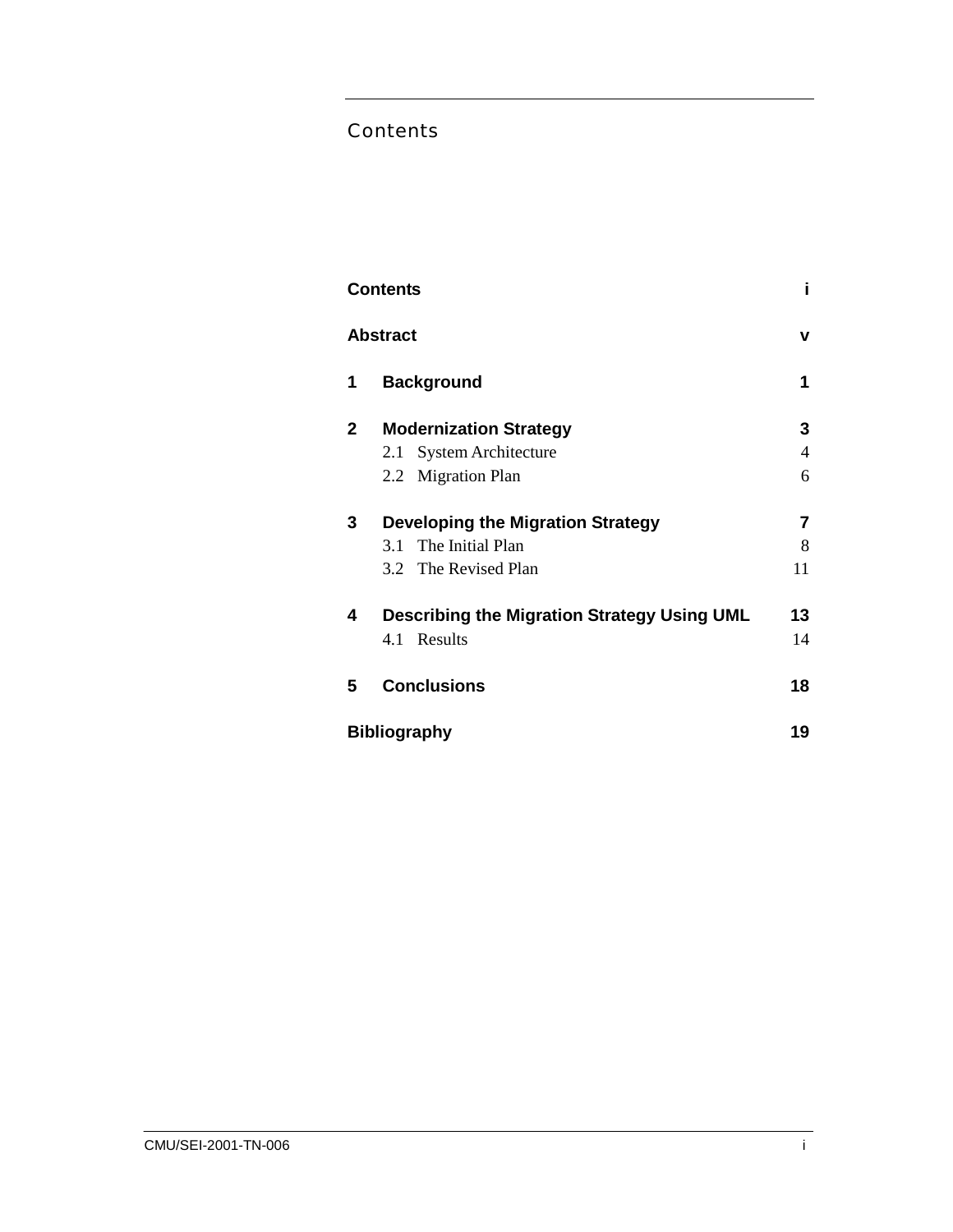# Contents

| | |
|---|---|
| **Contents** | **i** |
| **Abstract** | **v** |
| **1 Background** | **1** |
| **2 Modernization Strategy** | **3** |
| 2.1 System Architecture | 4 |
| 2.2 Migration Plan | 6 |
| **3 Developing the Migration Strategy** | **7** |
| 3.1 The Initial Plan | 8 |
| 3.2 The Revised Plan | 11 |
| **4 Describing the Migration Strategy Using UML** | **13** |
| 4.1 Results | 14 |
| **5 Conclusions** | **18** |
| **Bibliography** | **19** |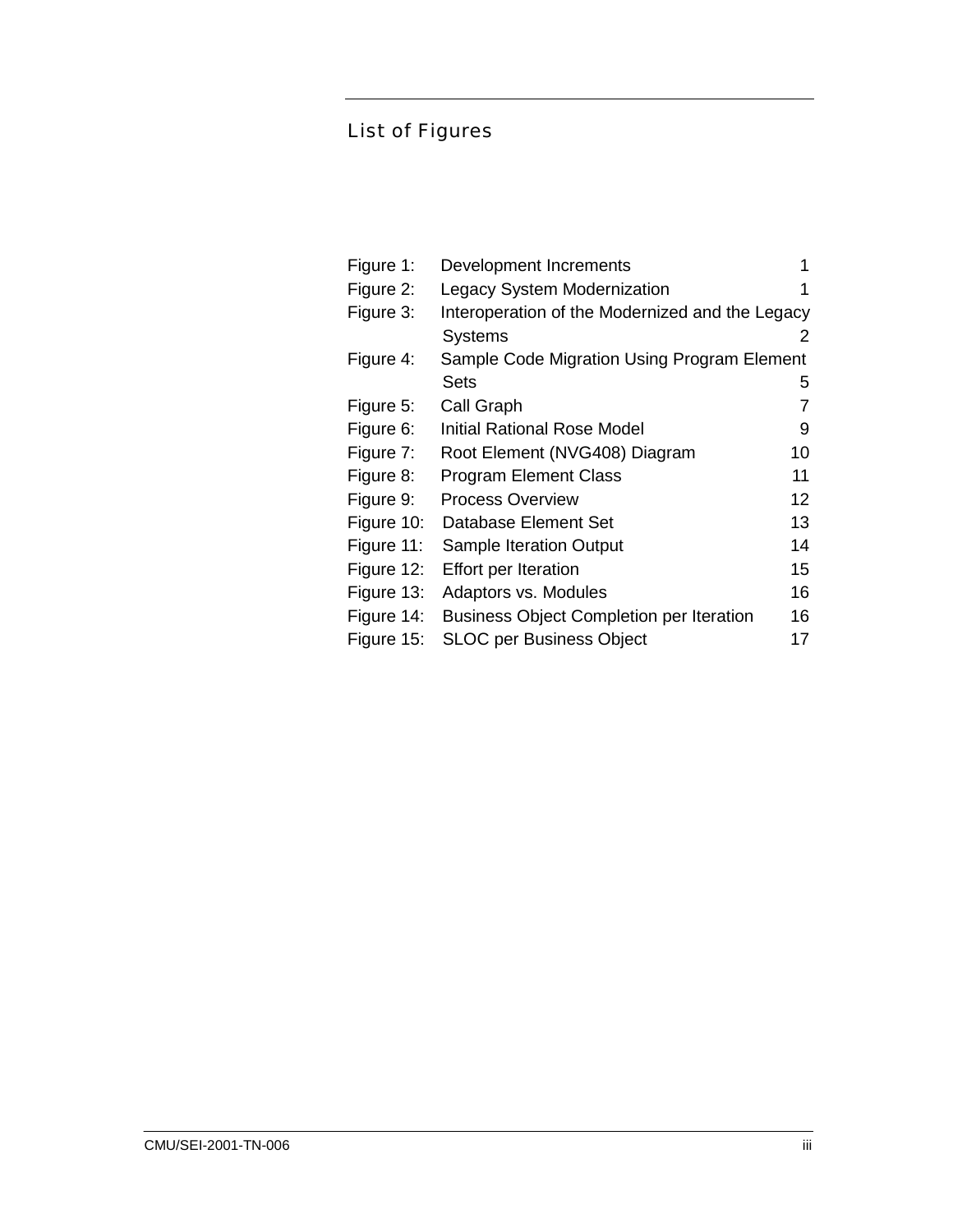# List of Figures

| | | |
|---|---|---|
| Figure 1: | Development Increments | 1 |
| Figure 2: | Legacy System Modernization | 1 |
| Figure 3: | Interoperation of the Modernized and the Legacy Systems | 2 |
| Figure 4: | Sample Code Migration Using Program Element Sets | 5 |
| Figure 5: | Call Graph | 7 |
| Figure 6: | Initial Rational Rose Model | 9 |
| Figure 7: | Root Element (NVG408) Diagram | 10 |
| Figure 8: | Program Element Class | 11 |
| Figure 9: | Process Overview | 12 |
| Figure 10: | Database Element Set | 13 |
| Figure 11: | Sample Iteration Output | 14 |
| Figure 12: | Effort per Iteration | 15 |
| Figure 13: | Adaptors vs. Modules | 16 |
| Figure 14: | Business Object Completion per Iteration | 16 |
| Figure 15: | SLOC per Business Object | 17 |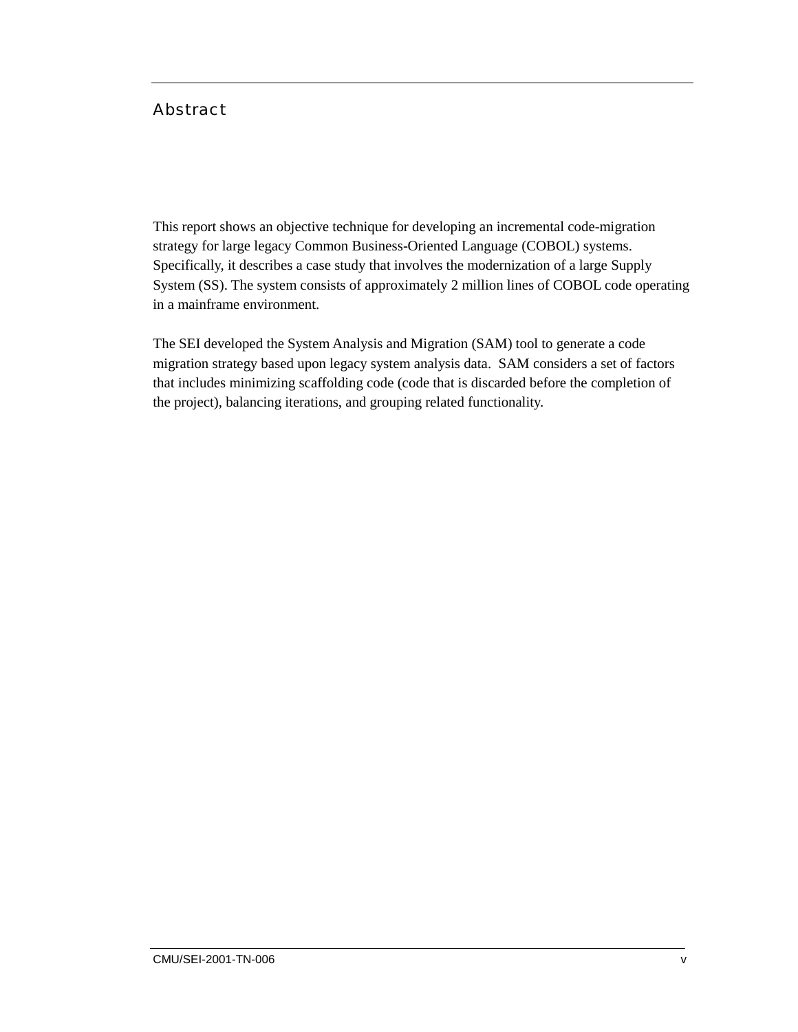# Abstract

This report shows an objective technique for developing an incremental code-migration strategy for large legacy Common Business-Oriented Language (COBOL) systems. Specifically, it describes a case study that involves the modernization of a large Supply System (SS). The system consists of approximately 2 million lines of COBOL code operating in a mainframe environment.

The SEI developed the System Analysis and Migration (SAM) tool to generate a code migration strategy based upon legacy system analysis data. SAM considers a set of factors that includes minimizing scaffolding code (code that is discarded before the completion of the project), balancing iterations, and grouping related functionality.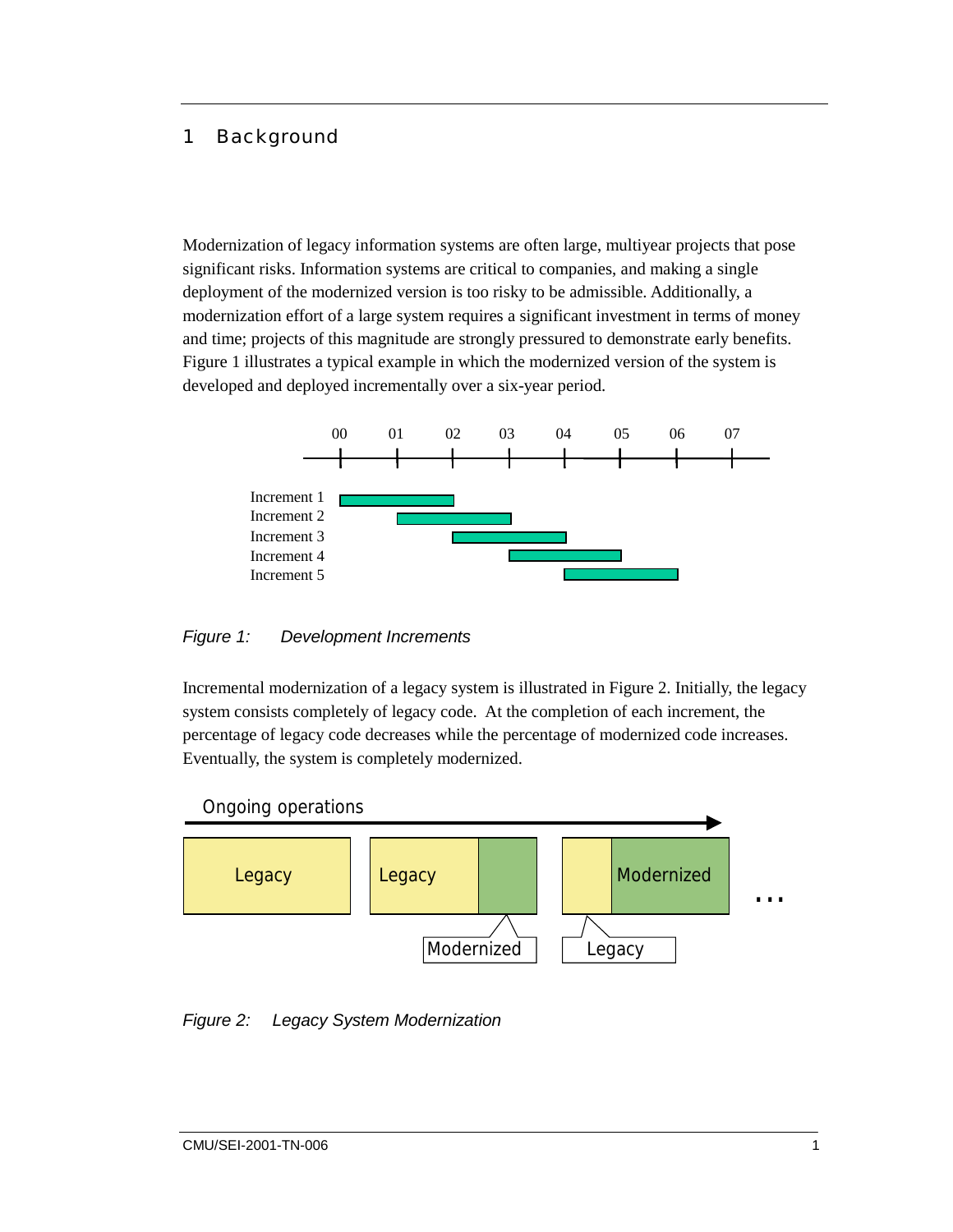# 1 Background

Modernization of legacy information systems are often large, multiyear projects that pose significant risks. Information systems are critical to companies, and making a single deployment of the modernized version is too risky to be admissible. Additionally, a modernization effort of a large system requires a significant investment in terms of money and time; projects of this magnitude are strongly pressured to demonstrate early benefits. Figure 1 illustrates a typical example in which the modernized version of the system is developed and deployed incrementally over a six-year period.

*Figure 1: Development Increments*

Incremental modernization of a legacy system is illustrated in Figure 2. Initially, the legacy system consists completely of legacy code. At the completion of each increment, the percentage of legacy code decreases while the percentage of modernized code increases. Eventually, the system is completely modernized.

*Figure 2: Legacy System Modernization*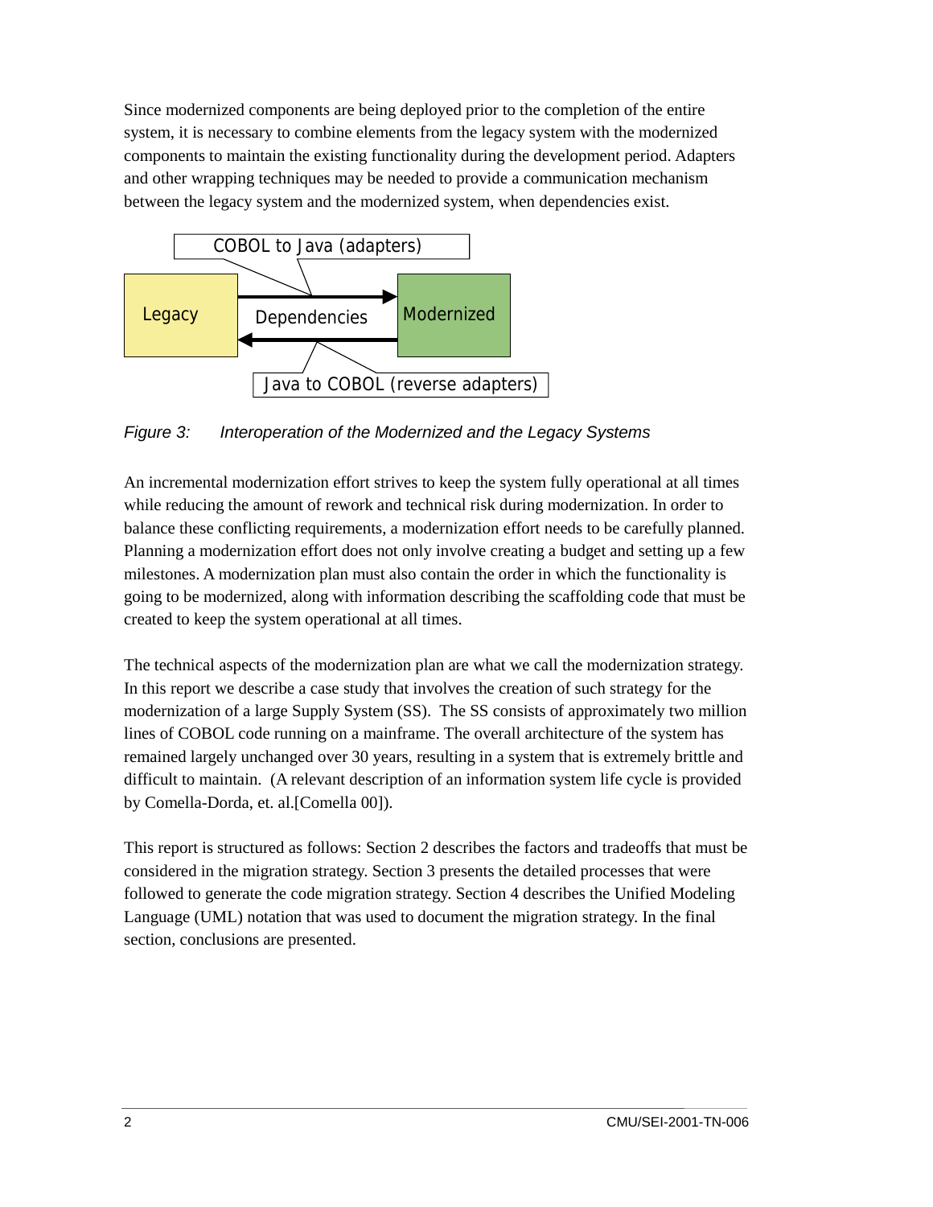Since modernized components are being deployed prior to the completion of the entire system, it is necessary to combine elements from the legacy system with the modernized components to maintain the existing functionality during the development period. Adapters and other wrapping techniques may be needed to provide a communication mechanism between the legacy system and the modernized system, when dependencies exist.

*Figure 3: Interoperation of the Modernized and the Legacy Systems*

An incremental modernization effort strives to keep the system fully operational at all times while reducing the amount of rework and technical risk during modernization. In order to balance these conflicting requirements, a modernization effort needs to be carefully planned. Planning a modernization effort does not only involve creating a budget and setting up a few milestones. A modernization plan must also contain the order in which the functionality is going to be modernized, along with information describing the scaffolding code that must be created to keep the system operational at all times.

The technical aspects of the modernization plan are what we call the modernization strategy. In this report we describe a case study that involves the creation of such strategy for the modernization of a large Supply System (SS). The SS consists of approximately two million lines of COBOL code running on a mainframe. The overall architecture of the system has remained largely unchanged over 30 years, resulting in a system that is extremely brittle and difficult to maintain. (A relevant description of an information system life cycle is provided by Comella-Dorda, et. al.[Comella 00]).

This report is structured as follows: Section 2 describes the factors and tradeoffs that must be considered in the migration strategy. Section 3 presents the detailed processes that were followed to generate the code migration strategy. Section 4 describes the Unified Modeling Language (UML) notation that was used to document the migration strategy. In the final section, conclusions are presented.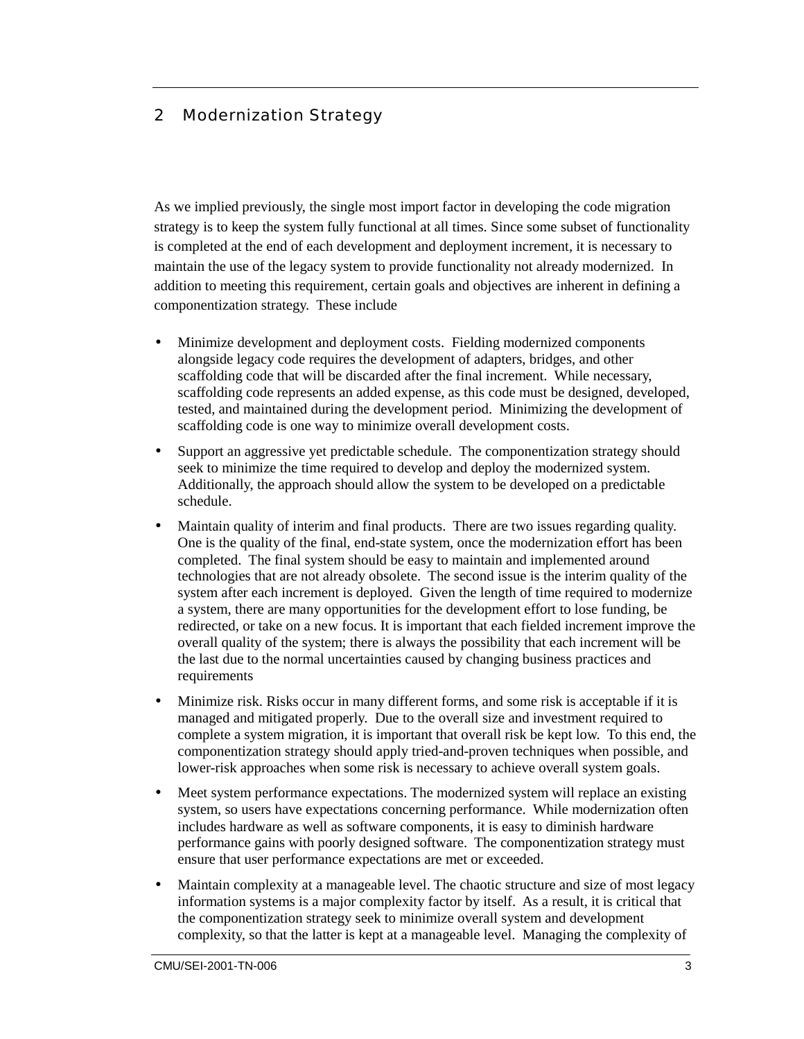# 2 Modernization Strategy

As we implied previously, the single most import factor in developing the code migration strategy is to keep the system fully functional at all times. Since some subset of functionality is completed at the end of each development and deployment increment, it is necessary to maintain the use of the legacy system to provide functionality not already modernized. In addition to meeting this requirement, certain goals and objectives are inherent in defining a componentization strategy. These include

- Minimize development and deployment costs. Fielding modernized components alongside legacy code requires the development of adapters, bridges, and other scaffolding code that will be discarded after the final increment. While necessary, scaffolding code represents an added expense, as this code must be designed, developed, tested, and maintained during the development period. Minimizing the development of scaffolding code is one way to minimize overall development costs.
- Support an aggressive yet predictable schedule. The componentization strategy should seek to minimize the time required to develop and deploy the modernized system. Additionally, the approach should allow the system to be developed on a predictable schedule.
- Maintain quality of interim and final products. There are two issues regarding quality. One is the quality of the final, end-state system, once the modernization effort has been completed. The final system should be easy to maintain and implemented around technologies that are not already obsolete. The second issue is the interim quality of the system after each increment is deployed. Given the length of time required to modernize a system, there are many opportunities for the development effort to lose funding, be redirected, or take on a new focus. It is important that each fielded increment improve the overall quality of the system; there is always the possibility that each increment will be the last due to the normal uncertainties caused by changing business practices and requirements
- Minimize risk. Risks occur in many different forms, and some risk is acceptable if it is managed and mitigated properly. Due to the overall size and investment required to complete a system migration, it is important that overall risk be kept low. To this end, the componentization strategy should apply tried-and-proven techniques when possible, and lower-risk approaches when some risk is necessary to achieve overall system goals.
- Meet system performance expectations. The modernized system will replace an existing system, so users have expectations concerning performance. While modernization often includes hardware as well as software components, it is easy to diminish hardware performance gains with poorly designed software. The componentization strategy must ensure that user performance expectations are met or exceeded.
- Maintain complexity at a manageable level. The chaotic structure and size of most legacy information systems is a major complexity factor by itself. As a result, it is critical that the componentization strategy seek to minimize overall system and development complexity, so that the latter is kept at a manageable level. Managing the complexity of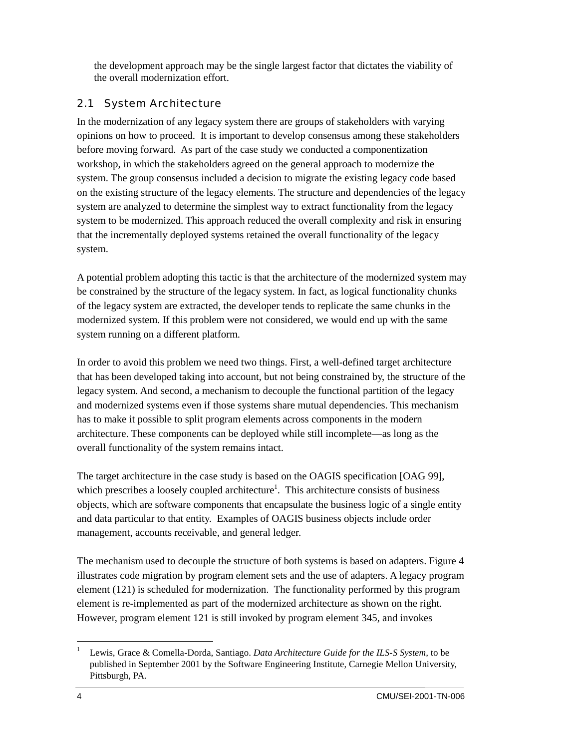the development approach may be the single largest factor that dictates the viability of the overall modernization effort.

## 2.1 System Architecture

In the modernization of any legacy system there are groups of stakeholders with varying opinions on how to proceed. It is important to develop consensus among these stakeholders before moving forward. As part of the case study we conducted a componentization workshop, in which the stakeholders agreed on the general approach to modernize the system. The group consensus included a decision to migrate the existing legacy code based on the existing structure of the legacy elements. The structure and dependencies of the legacy system are analyzed to determine the simplest way to extract functionality from the legacy system to be modernized. This approach reduced the overall complexity and risk in ensuring that the incrementally deployed systems retained the overall functionality of the legacy system.

A potential problem adopting this tactic is that the architecture of the modernized system may be constrained by the structure of the legacy system. In fact, as logical functionality chunks of the legacy system are extracted, the developer tends to replicate the same chunks in the modernized system. If this problem were not considered, we would end up with the same system running on a different platform.

In order to avoid this problem we need two things. First, a well-defined target architecture that has been developed taking into account, but not being constrained by, the structure of the legacy system. And second, a mechanism to decouple the functional partition of the legacy and modernized systems even if those systems share mutual dependencies. This mechanism has to make it possible to split program elements across components in the modern architecture. These components can be deployed while still incomplete—as long as the overall functionality of the system remains intact.

The target architecture in the case study is based on the OAGIS specification [OAG 99], which prescribes a loosely coupled architecture[1]. This architecture consists of business objects, which are software components that encapsulate the business logic of a single entity and data particular to that entity. Examples of OAGIS business objects include order management, accounts receivable, and general ledger.

The mechanism used to decouple the structure of both systems is based on adapters. Figure 4 illustrates code migration by program element sets and the use of adapters. A legacy program element (121) is scheduled for modernization. The functionality performed by this program element is re-implemented as part of the modernized architecture as shown on the right. However, program element 121 is still invoked by program element 345, and invokes

---

[1] Lewis, Grace & Comella-Dorda, Santiago. *Data Architecture Guide for the ILS-S System*, to be published in September 2001 by the Software Engineering Institute, Carnegie Mellon University, Pittsburgh, PA.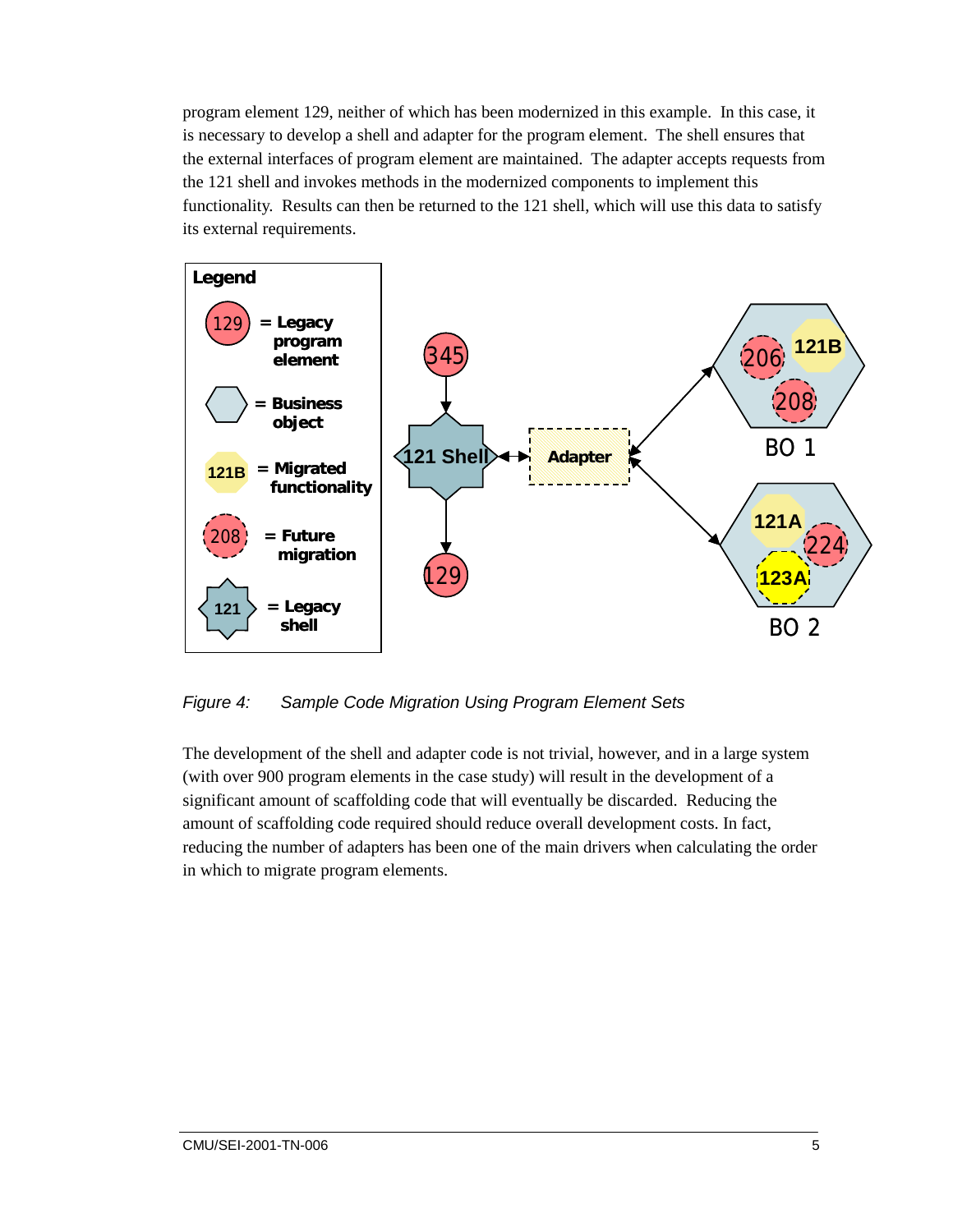program element 129, neither of which has been modernized in this example. In this case, it is necessary to develop a shell and adapter for the program element. The shell ensures that the external interfaces of program element are maintained. The adapter accepts requests from the 121 shell and invokes methods in the modernized components to implement this functionality. Results can then be returned to the 121 shell, which will use this data to satisfy its external requirements.

*Figure 4: Sample Code Migration Using Program Element Sets*

The development of the shell and adapter code is not trivial, however, and in a large system (with over 900 program elements in the case study) will result in the development of a significant amount of scaffolding code that will eventually be discarded. Reducing the amount of scaffolding code required should reduce overall development costs. In fact, reducing the number of adapters has been one of the main drivers when calculating the order in which to migrate program elements.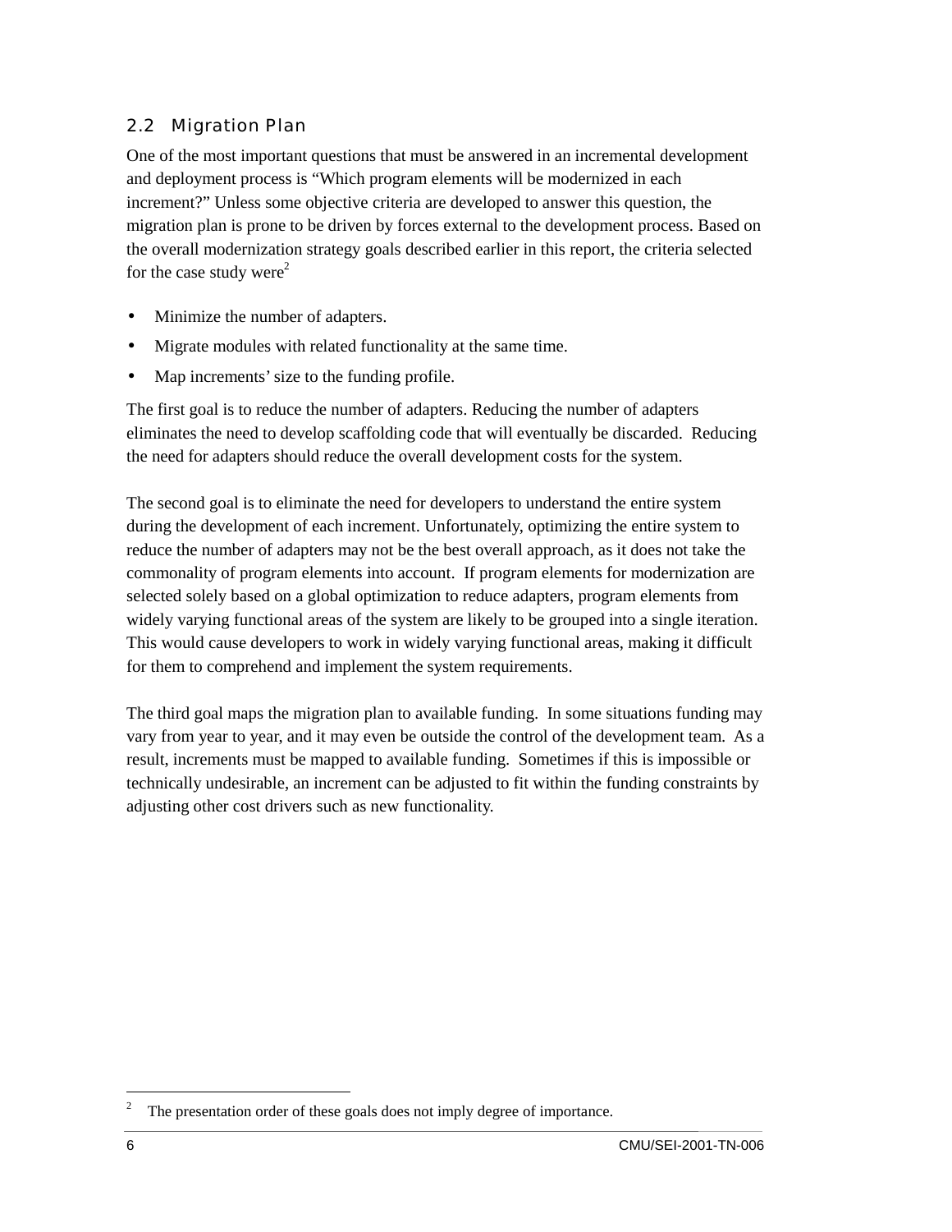## 2.2 Migration Plan

One of the most important questions that must be answered in an incremental development and deployment process is "Which program elements will be modernized in each increment?" Unless some objective criteria are developed to answer this question, the migration plan is prone to be driven by forces external to the development process. Based on the overall modernization strategy goals described earlier in this report, the criteria selected for the case study were[2]

- Minimize the number of adapters.
- Migrate modules with related functionality at the same time.
- Map increments' size to the funding profile.

The first goal is to reduce the number of adapters. Reducing the number of adapters eliminates the need to develop scaffolding code that will eventually be discarded. Reducing the need for adapters should reduce the overall development costs for the system.

The second goal is to eliminate the need for developers to understand the entire system during the development of each increment. Unfortunately, optimizing the entire system to reduce the number of adapters may not be the best overall approach, as it does not take the commonality of program elements into account. If program elements for modernization are selected solely based on a global optimization to reduce adapters, program elements from widely varying functional areas of the system are likely to be grouped into a single iteration. This would cause developers to work in widely varying functional areas, making it difficult for them to comprehend and implement the system requirements.

The third goal maps the migration plan to available funding. In some situations funding may vary from year to year, and it may even be outside the control of the development team. As a result, increments must be mapped to available funding. Sometimes if this is impossible or technically undesirable, an increment can be adjusted to fit within the funding constraints by adjusting other cost drivers such as new functionality.

---

[2] The presentation order of these goals does not imply degree of importance.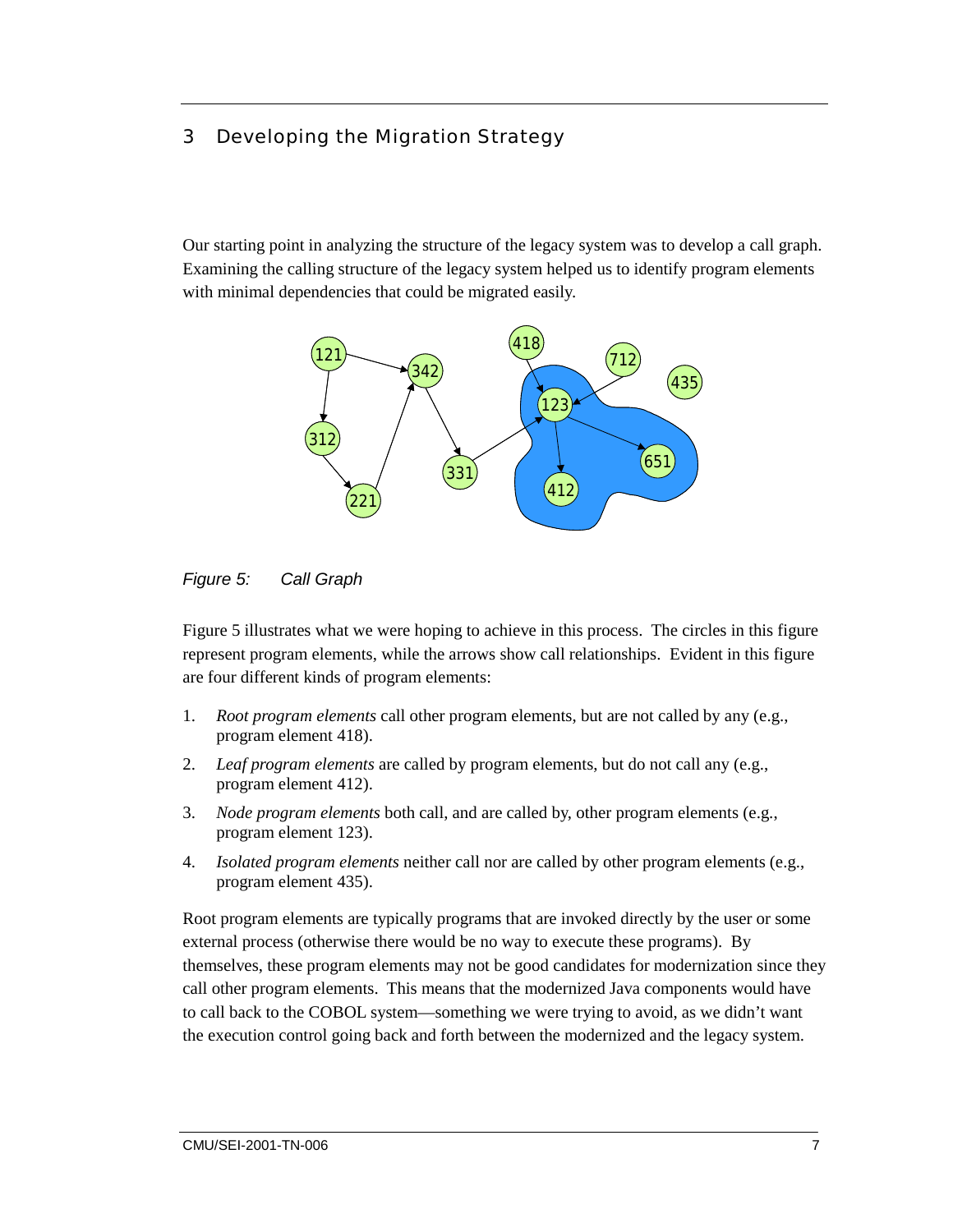## 3 Developing the Migration Strategy

Our starting point in analyzing the structure of the legacy system was to develop a call graph. Examining the calling structure of the legacy system helped us to identify program elements with minimal dependencies that could be migrated easily.

*Figure 5: Call Graph*

Figure 5 illustrates what we were hoping to achieve in this process. The circles in this figure represent program elements, while the arrows show call relationships. Evident in this figure are four different kinds of program elements:

1. *Root program elements* call other program elements, but are not called by any (e.g., program element 418).
2. *Leaf program elements* are called by program elements, but do not call any (e.g., program element 412).
3. *Node program elements* both call, and are called by, other program elements (e.g., program element 123).
4. *Isolated program elements* neither call nor are called by other program elements (e.g., program element 435).

Root program elements are typically programs that are invoked directly by the user or some external process (otherwise there would be no way to execute these programs). By themselves, these program elements may not be good candidates for modernization since they call other program elements. This means that the modernized Java components would have to call back to the COBOL system—something we were trying to avoid, as we didn't want the execution control going back and forth between the modernized and the legacy system.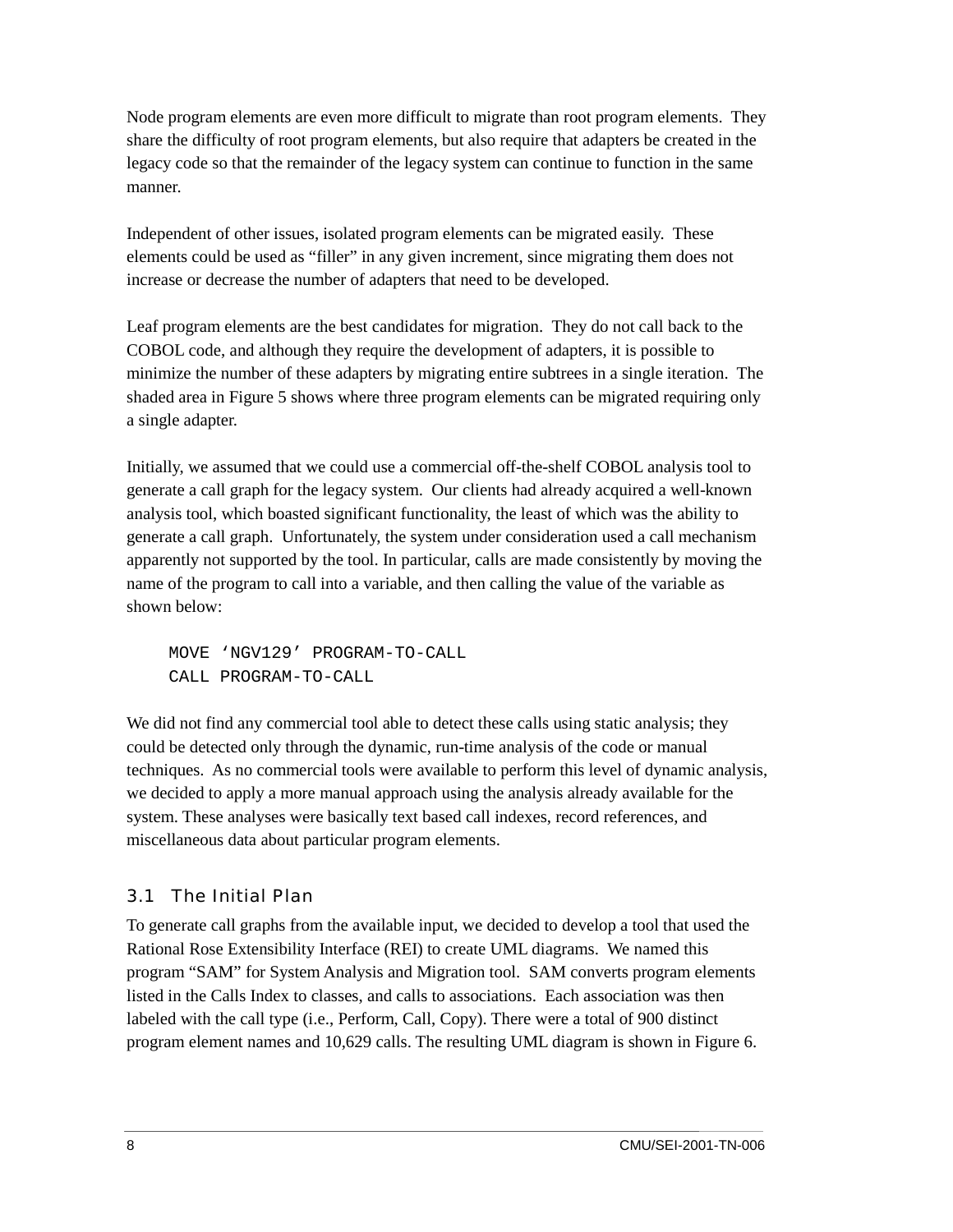Node program elements are even more difficult to migrate than root program elements. They share the difficulty of root program elements, but also require that adapters be created in the legacy code so that the remainder of the legacy system can continue to function in the same manner.

Independent of other issues, isolated program elements can be migrated easily. These elements could be used as "filler" in any given increment, since migrating them does not increase or decrease the number of adapters that need to be developed.

Leaf program elements are the best candidates for migration. They do not call back to the COBOL code, and although they require the development of adapters, it is possible to minimize the number of these adapters by migrating entire subtrees in a single iteration. The shaded area in Figure 5 shows where three program elements can be migrated requiring only a single adapter.

Initially, we assumed that we could use a commercial off-the-shelf COBOL analysis tool to generate a call graph for the legacy system. Our clients had already acquired a well-known analysis tool, which boasted significant functionality, the least of which was the ability to generate a call graph. Unfortunately, the system under consideration used a call mechanism apparently not supported by the tool. In particular, calls are made consistently by moving the name of the program to call into a variable, and then calling the value of the variable as shown below:

```
MOVE 'NGV129' PROGRAM-TO-CALL
CALL PROGRAM-TO-CALL
```

We did not find any commercial tool able to detect these calls using static analysis; they could be detected only through the dynamic, run-time analysis of the code or manual techniques. As no commercial tools were available to perform this level of dynamic analysis, we decided to apply a more manual approach using the analysis already available for the system. These analyses were basically text based call indexes, record references, and miscellaneous data about particular program elements.

## 3.1 The Initial Plan

To generate call graphs from the available input, we decided to develop a tool that used the Rational Rose Extensibility Interface (REI) to create UML diagrams. We named this program "SAM" for System Analysis and Migration tool. SAM converts program elements listed in the Calls Index to classes, and calls to associations. Each association was then labeled with the call type (i.e., Perform, Call, Copy). There were a total of 900 distinct program element names and 10,629 calls. The resulting UML diagram is shown in Figure 6.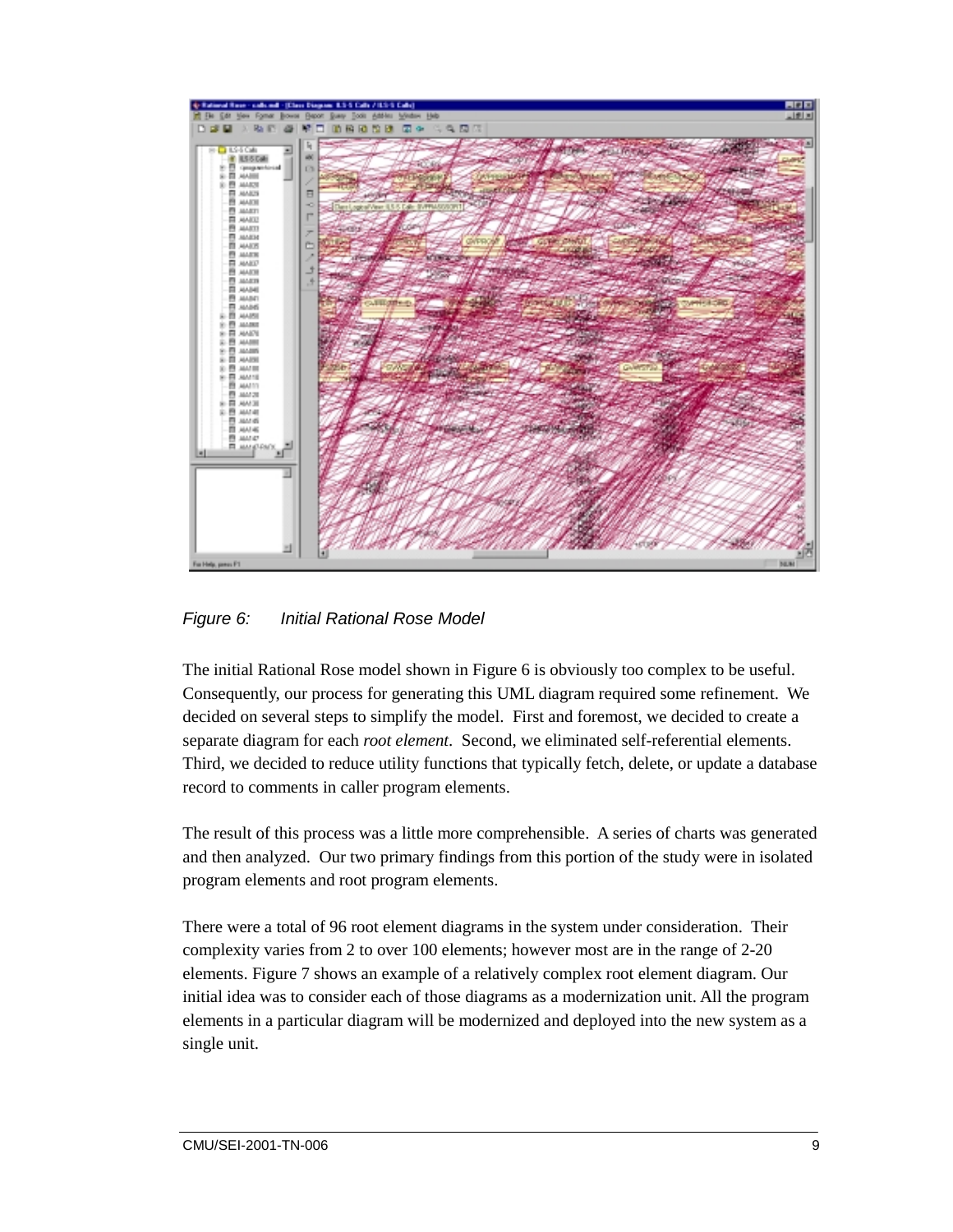*Figure 6: Initial Rational Rose Model*

The initial Rational Rose model shown in Figure 6 is obviously too complex to be useful. Consequently, our process for generating this UML diagram required some refinement. We decided on several steps to simplify the model. First and foremost, we decided to create a separate diagram for each *root element*. Second, we eliminated self-referential elements. Third, we decided to reduce utility functions that typically fetch, delete, or update a database record to comments in caller program elements.

The result of this process was a little more comprehensible. A series of charts was generated and then analyzed. Our two primary findings from this portion of the study were in isolated program elements and root program elements.

There were a total of 96 root element diagrams in the system under consideration. Their complexity varies from 2 to over 100 elements; however most are in the range of 2-20 elements. Figure 7 shows an example of a relatively complex root element diagram. Our initial idea was to consider each of those diagrams as a modernization unit. All the program elements in a particular diagram will be modernized and deployed into the new system as a single unit.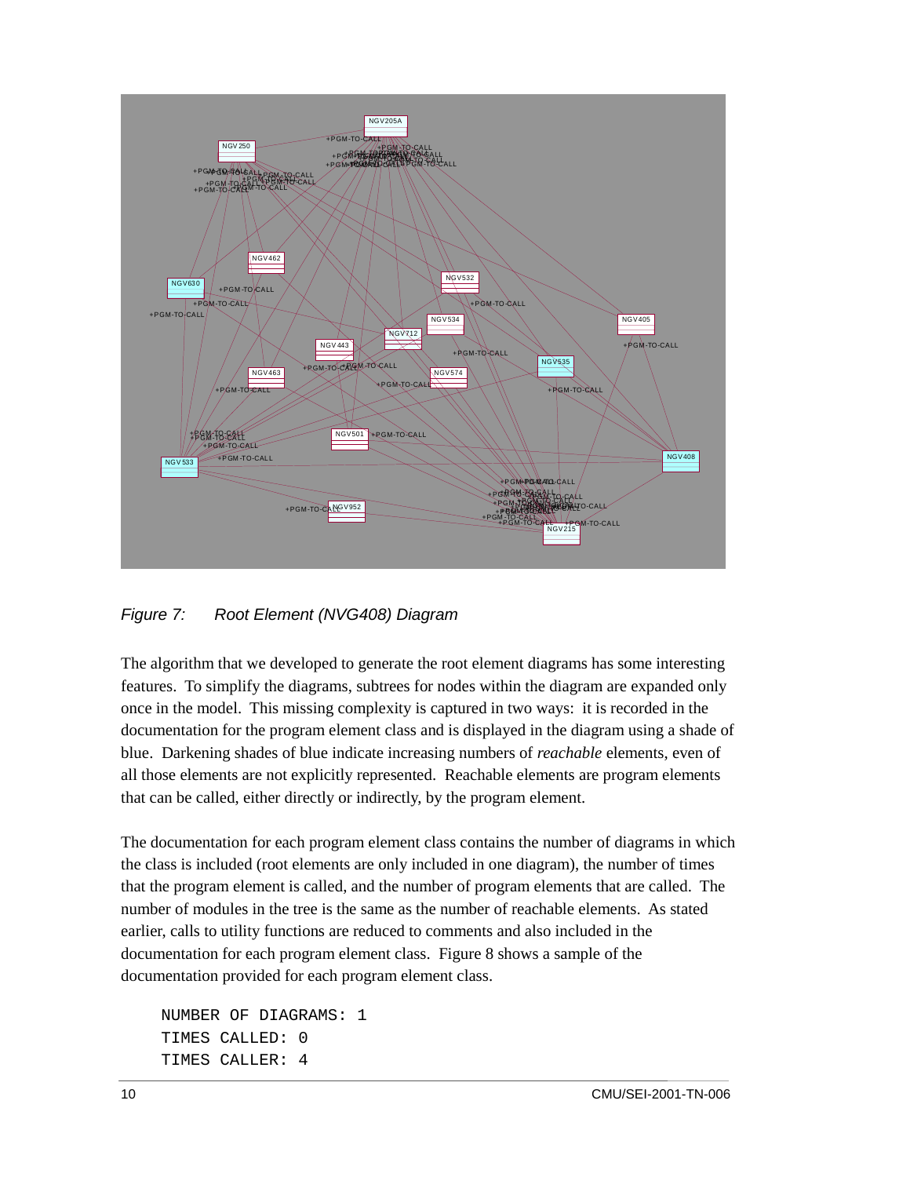*Figure 7: Root Element (NVG408) Diagram*

The algorithm that we developed to generate the root element diagrams has some interesting features. To simplify the diagrams, subtrees for nodes within the diagram are expanded only once in the model. This missing complexity is captured in two ways: it is recorded in the documentation for the program element class and is displayed in the diagram using a shade of blue. Darkening shades of blue indicate increasing numbers of *reachable* elements, even of all those elements are not explicitly represented. Reachable elements are program elements that can be called, either directly or indirectly, by the program element.

The documentation for each program element class contains the number of diagrams in which the class is included (root elements are only included in one diagram), the number of times that the program element is called, and the number of program elements that are called. The number of modules in the tree is the same as the number of reachable elements. As stated earlier, calls to utility functions are reduced to comments and also included in the documentation for each program element class. Figure 8 shows a sample of the documentation provided for each program element class.

```
NUMBER OF DIAGRAMS: 1
TIMES CALLED: 0
TIMES CALLER: 4
```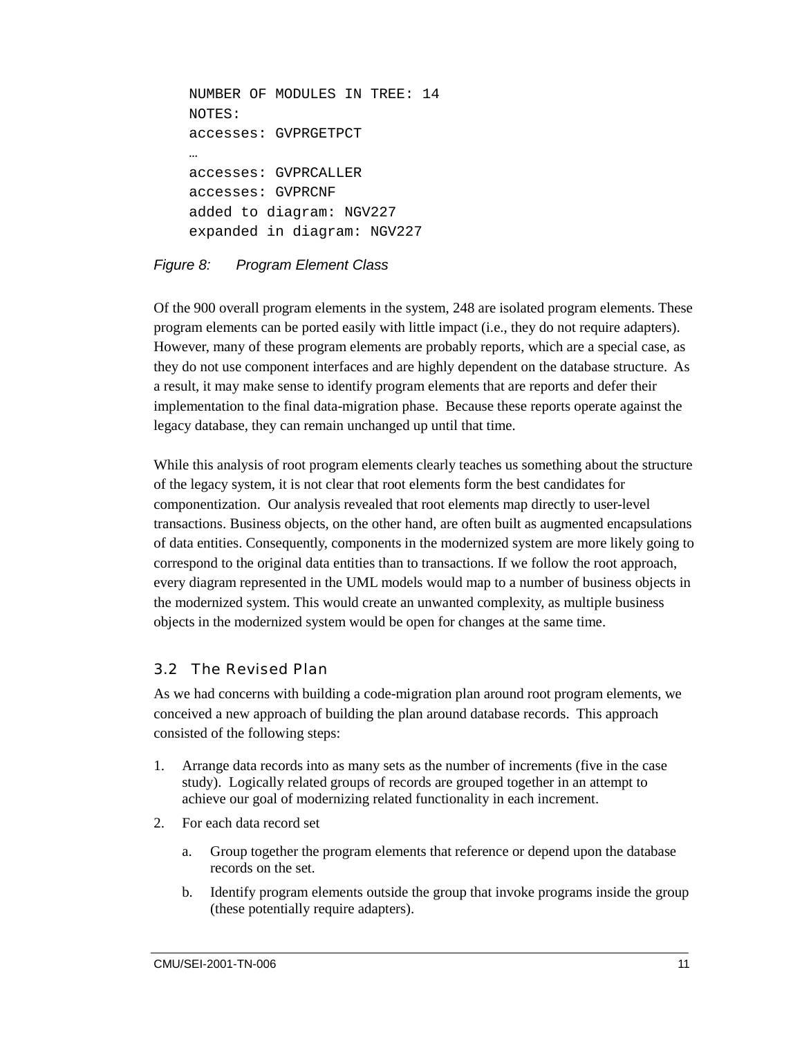```
NUMBER OF MODULES IN TREE: 14
NOTES:
accesses: GVPRGETPCT
…
accesses: GVPRCALLER
accesses: GVPRCNF
added to diagram: NGV227
expanded in diagram: NGV227
```

*Figure 8: Program Element Class*

Of the 900 overall program elements in the system, 248 are isolated program elements. These program elements can be ported easily with little impact (i.e., they do not require adapters). However, many of these program elements are probably reports, which are a special case, as they do not use component interfaces and are highly dependent on the database structure. As a result, it may make sense to identify program elements that are reports and defer their implementation to the final data-migration phase. Because these reports operate against the legacy database, they can remain unchanged up until that time.

While this analysis of root program elements clearly teaches us something about the structure of the legacy system, it is not clear that root elements form the best candidates for componentization. Our analysis revealed that root elements map directly to user-level transactions. Business objects, on the other hand, are often built as augmented encapsulations of data entities. Consequently, components in the modernized system are more likely going to correspond to the original data entities than to transactions. If we follow the root approach, every diagram represented in the UML models would map to a number of business objects in the modernized system. This would create an unwanted complexity, as multiple business objects in the modernized system would be open for changes at the same time.

### 3.2 The Revised Plan

As we had concerns with building a code-migration plan around root program elements, we conceived a new approach of building the plan around database records. This approach consisted of the following steps:

1. Arrange data records into as many sets as the number of increments (five in the case study). Logically related groups of records are grouped together in an attempt to achieve our goal of modernizing related functionality in each increment.
2. For each data record set
   a. Group together the program elements that reference or depend upon the database records on the set.
   b. Identify program elements outside the group that invoke programs inside the group (these potentially require adapters).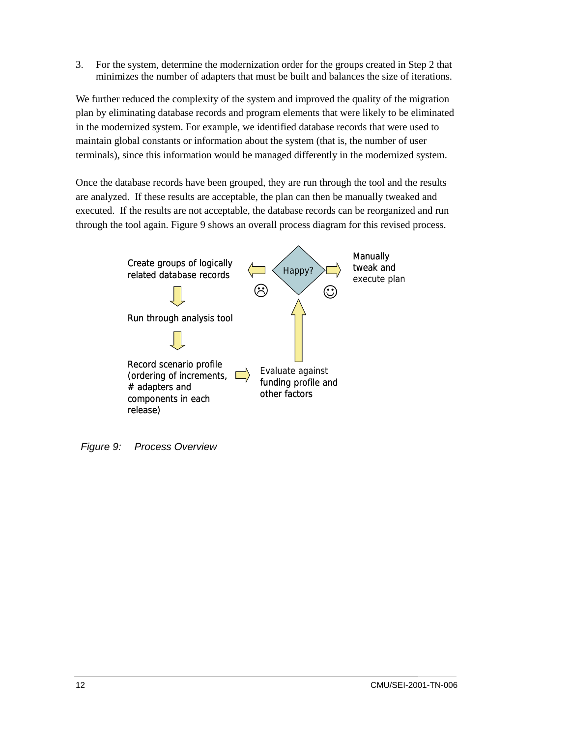3. For the system, determine the modernization order for the groups created in Step 2 that minimizes the number of adapters that must be built and balances the size of iterations.

We further reduced the complexity of the system and improved the quality of the migration plan by eliminating database records and program elements that were likely to be eliminated in the modernized system. For example, we identified database records that were used to maintain global constants or information about the system (that is, the number of user terminals), since this information would be managed differently in the modernized system.

Once the database records have been grouped, they are run through the tool and the results are analyzed. If these results are acceptable, the plan can then be manually tweaked and executed. If the results are not acceptable, the database records can be reorganized and run through the tool again. Figure 9 shows an overall process diagram for this revised process.

Create groups of logically related database records

Run through analysis tool

Record scenario profile (ordering of increments, # adapters and components in each release)

Evaluate against funding profile and other factors

Happy?

Manually tweak and execute plan

*Figure 9: Process Overview*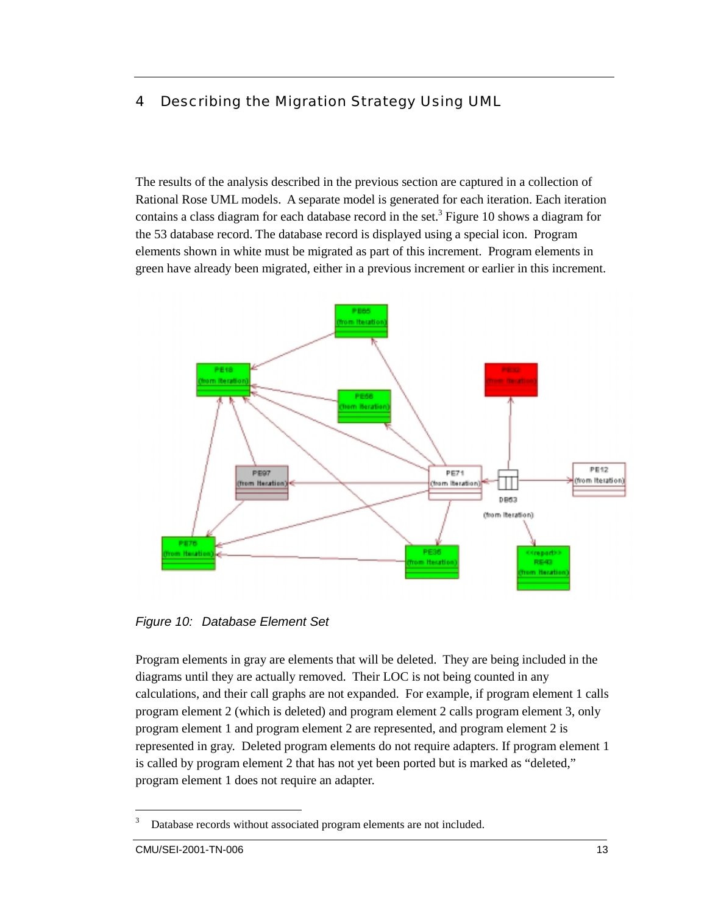# 4 Describing the Migration Strategy Using UML

The results of the analysis described in the previous section are captured in a collection of Rational Rose UML models. A separate model is generated for each iteration. Each iteration contains a class diagram for each database record in the set.[3] Figure 10 shows a diagram for the 53 database record. The database record is displayed using a special icon. Program elements shown in white must be migrated as part of this increment. Program elements in green have already been migrated, either in a previous increment or earlier in this increment.

Figure 10: Database Element Set

Program elements in gray are elements that will be deleted. They are being included in the diagrams until they are actually removed. Their LOC is not being counted in any calculations, and their call graphs are not expanded. For example, if program element 1 calls program element 2 (which is deleted) and program element 2 calls program element 3, only program element 1 and program element 2 are represented, and program element 2 is represented in gray. Deleted program elements do not require adapters. If program element 1 is called by program element 2 that has not yet been ported but is marked as "deleted," program element 1 does not require an adapter.

[3] Database records without associated program elements are not included.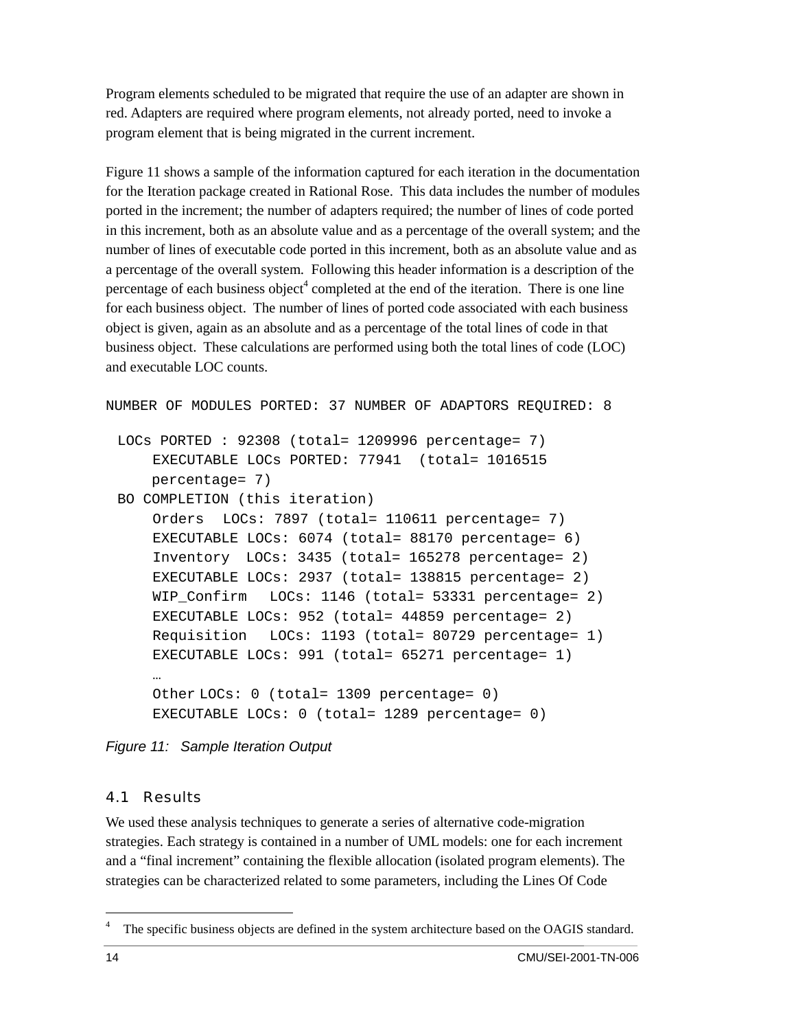Program elements scheduled to be migrated that require the use of an adapter are shown in red. Adapters are required where program elements, not already ported, need to invoke a program element that is being migrated in the current increment.

Figure 11 shows a sample of the information captured for each iteration in the documentation for the Iteration package created in Rational Rose. This data includes the number of modules ported in the increment; the number of adapters required; the number of lines of code ported in this increment, both as an absolute value and as a percentage of the overall system; and the number of lines of executable code ported in this increment, both as an absolute value and as a percentage of the overall system. Following this header information is a description of the percentage of each business object[4] completed at the end of the iteration. There is one line for each business object. The number of lines of ported code associated with each business object is given, again as an absolute and as a percentage of the total lines of code in that business object. These calculations are performed using both the total lines of code (LOC) and executable LOC counts.

```
NUMBER OF MODULES PORTED: 37 NUMBER OF ADAPTORS REQUIRED: 8

 LOCs PORTED : 92308 (total= 1209996 percentage= 7)
     EXECUTABLE LOCs PORTED: 77941  (total= 1016515
     percentage= 7)
 BO COMPLETION (this iteration)
     Orders  LOCs: 7897 (total= 110611 percentage= 7)
     EXECUTABLE LOCs: 6074 (total= 88170 percentage= 6)
     Inventory  LOCs: 3435 (total= 165278 percentage= 2)
     EXECUTABLE LOCs: 2937 (total= 138815 percentage= 2)
     WIP_Confirm   LOCs: 1146 (total= 53331 percentage= 2)
     EXECUTABLE LOCs: 952 (total= 44859 percentage= 2)
     Requisition   LOCs: 1193 (total= 80729 percentage= 1)
     EXECUTABLE LOCs: 991 (total= 65271 percentage= 1)
     …
     Other LOCs: 0 (total= 1309 percentage= 0)
     EXECUTABLE LOCs: 0 (total= 1289 percentage= 0)
```

*Figure 11: Sample Iteration Output*

## 4.1 Results

We used these analysis techniques to generate a series of alternative code-migration strategies. Each strategy is contained in a number of UML models: one for each increment and a "final increment" containing the flexible allocation (isolated program elements). The strategies can be characterized related to some parameters, including the Lines Of Code

---

[4] The specific business objects are defined in the system architecture based on the OAGIS standard.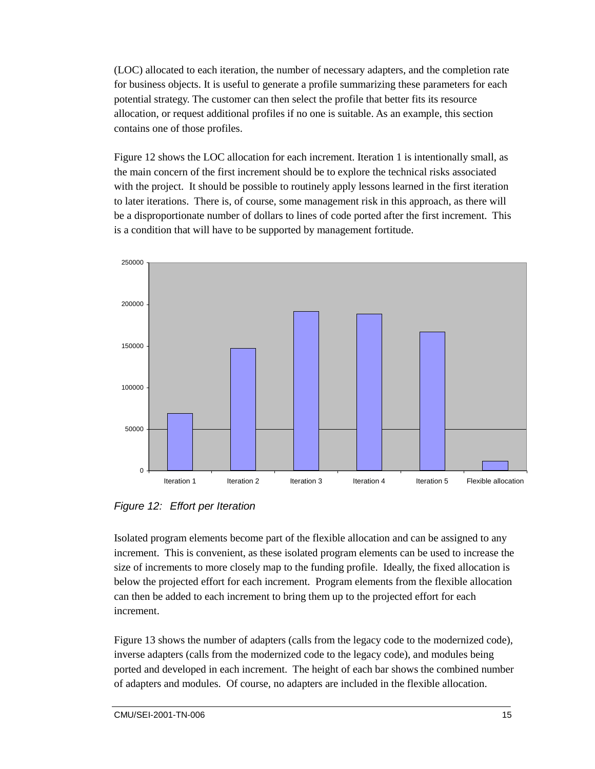(LOC) allocated to each iteration, the number of necessary adapters, and the completion rate for business objects. It is useful to generate a profile summarizing these parameters for each potential strategy. The customer can then select the profile that better fits its resource allocation, or request additional profiles if no one is suitable. As an example, this section contains one of those profiles.

Figure 12 shows the LOC allocation for each increment. Iteration 1 is intentionally small, as the main concern of the first increment should be to explore the technical risks associated with the project. It should be possible to routinely apply lessons learned in the first iteration to later iterations. There is, of course, some management risk in this approach, as there will be a disproportionate number of dollars to lines of code ported after the first increment. This is a condition that will have to be supported by management fortitude.

*Figure 12: Effort per Iteration*

Isolated program elements become part of the flexible allocation and can be assigned to any increment. This is convenient, as these isolated program elements can be used to increase the size of increments to more closely map to the funding profile. Ideally, the fixed allocation is below the projected effort for each increment. Program elements from the flexible allocation can then be added to each increment to bring them up to the projected effort for each increment.

Figure 13 shows the number of adapters (calls from the legacy code to the modernized code), inverse adapters (calls from the modernized code to the legacy code), and modules being ported and developed in each increment. The height of each bar shows the combined number of adapters and modules. Of course, no adapters are included in the flexible allocation.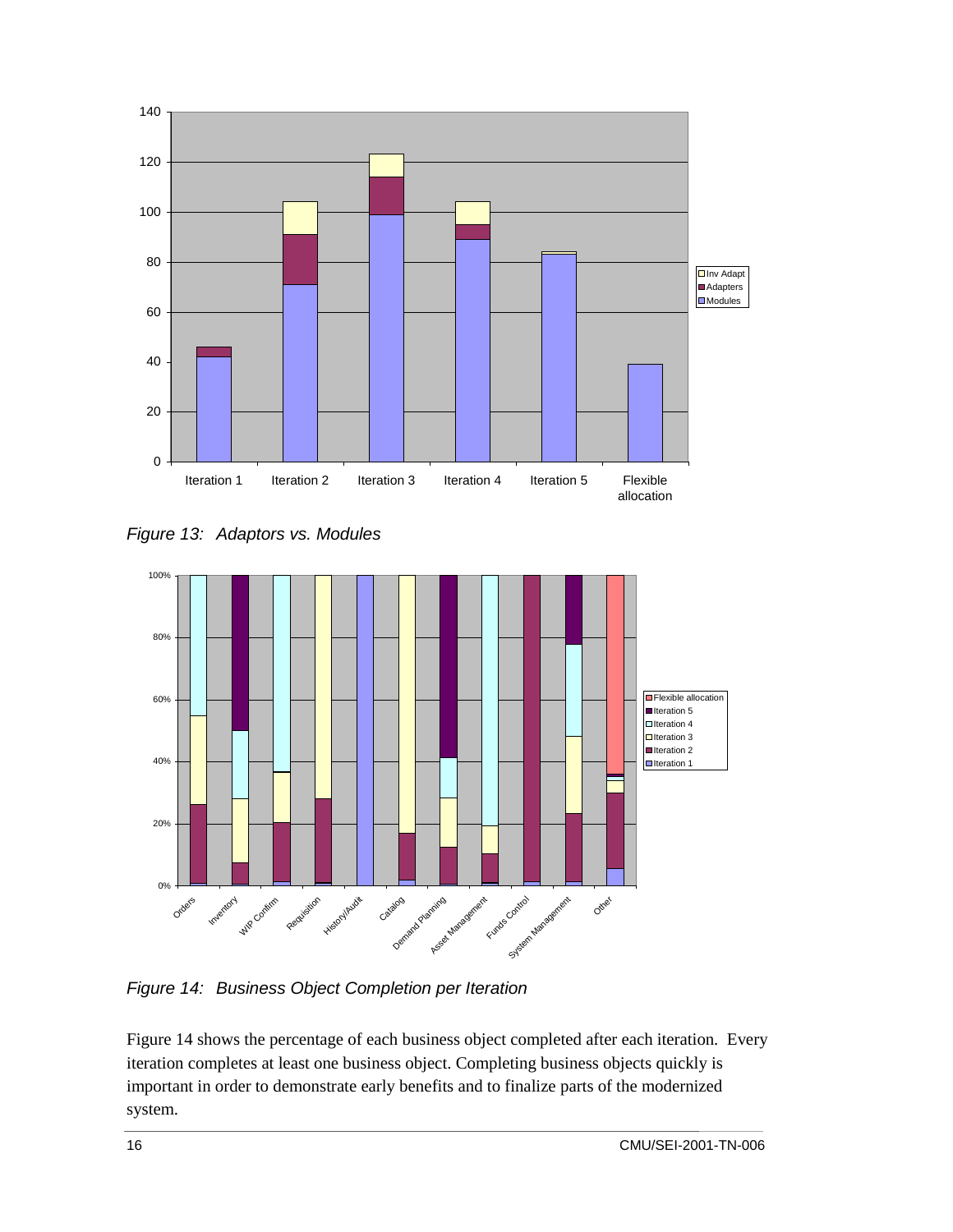Figure 13: Adaptors vs. Modules

Figure 14: Business Object Completion per Iteration

Figure 14 shows the percentage of each business object completed after each iteration. Every iteration completes at least one business object. Completing business objects quickly is important in order to demonstrate early benefits and to finalize parts of the modernized system.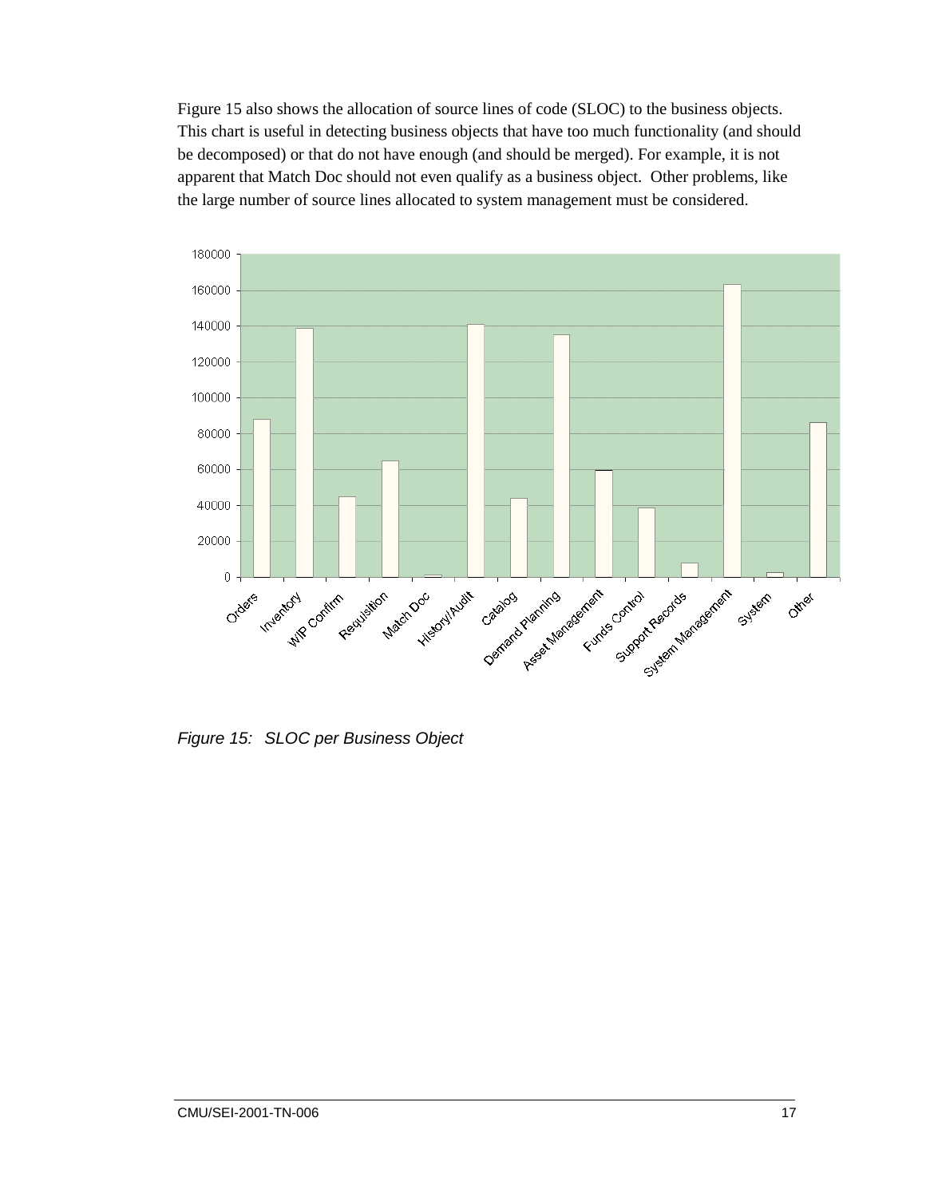Figure 15 also shows the allocation of source lines of code (SLOC) to the business objects. This chart is useful in detecting business objects that have too much functionality (and should be decomposed) or that do not have enough (and should be merged). For example, it is not apparent that Match Doc should not even qualify as a business object. Other problems, like the large number of source lines allocated to system management must be considered.

*Figure 15: SLOC per Business Object*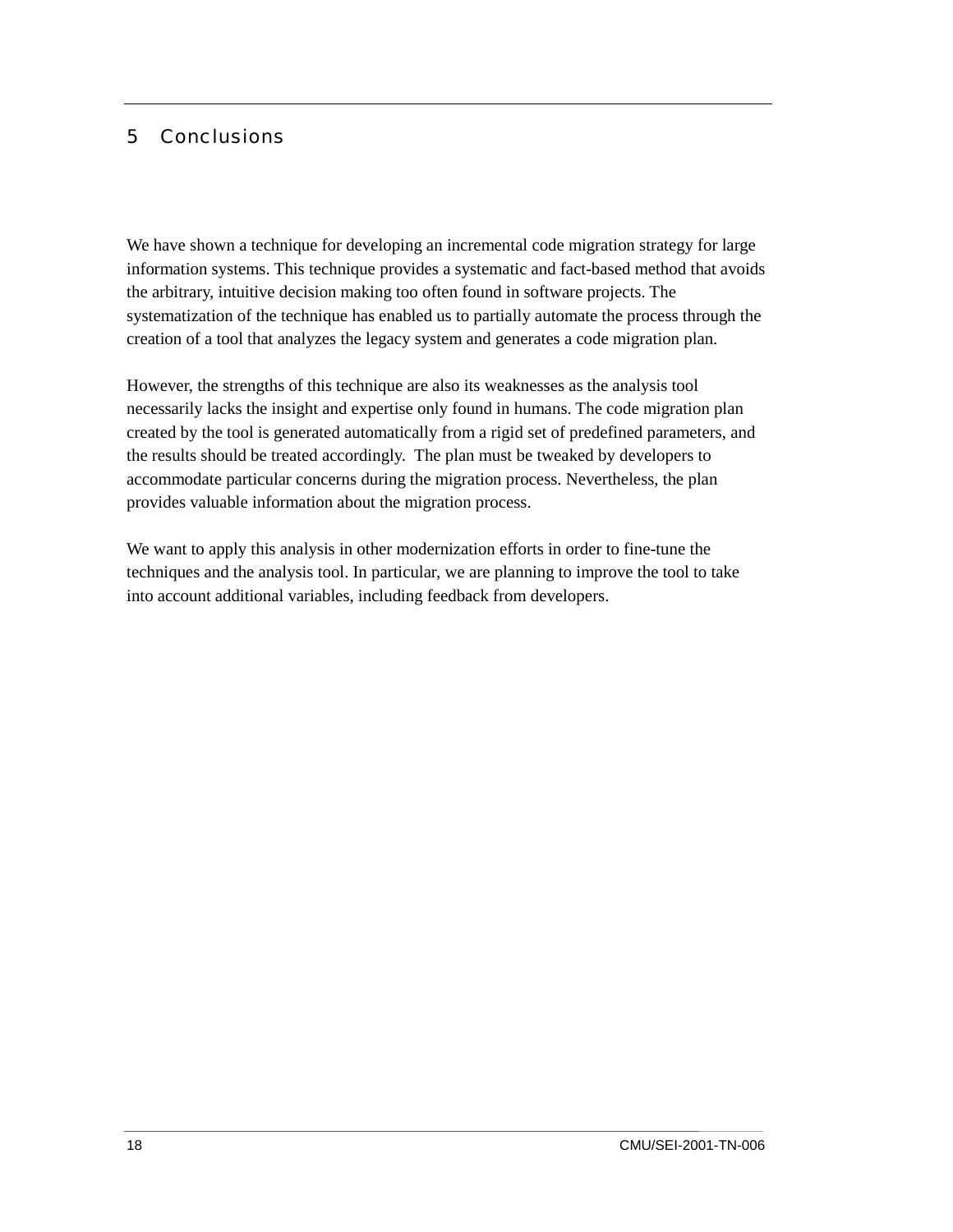# 5 Conclusions

We have shown a technique for developing an incremental code migration strategy for large information systems. This technique provides a systematic and fact-based method that avoids the arbitrary, intuitive decision making too often found in software projects. The systematization of the technique has enabled us to partially automate the process through the creation of a tool that analyzes the legacy system and generates a code migration plan.

However, the strengths of this technique are also its weaknesses as the analysis tool necessarily lacks the insight and expertise only found in humans. The code migration plan created by the tool is generated automatically from a rigid set of predefined parameters, and the results should be treated accordingly. The plan must be tweaked by developers to accommodate particular concerns during the migration process. Nevertheless, the plan provides valuable information about the migration process.

We want to apply this analysis in other modernization efforts in order to fine-tune the techniques and the analysis tool. In particular, we are planning to improve the tool to take into account additional variables, including feedback from developers.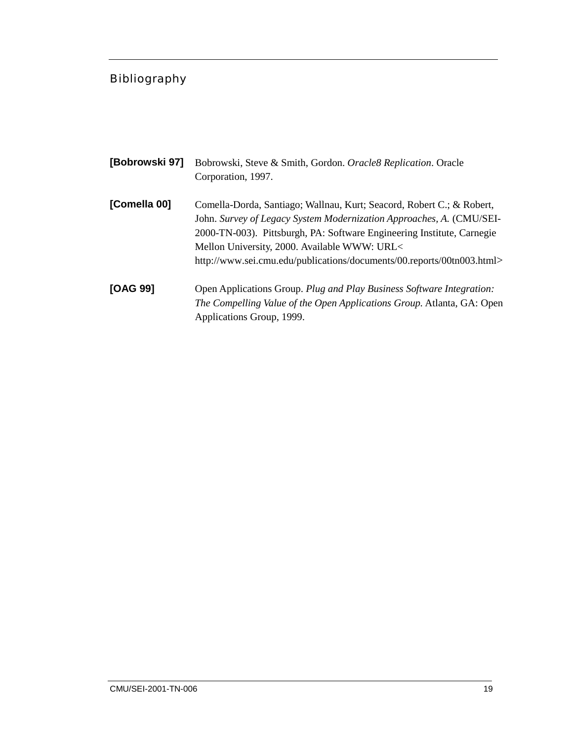# Bibliography

**[Bobrowski 97]** Bobrowski, Steve & Smith, Gordon. *Oracle8 Replication*. Oracle Corporation, 1997.

**[Comella 00]** Comella-Dorda, Santiago; Wallnau, Kurt; Seacord, Robert C.; & Robert, John. *Survey of Legacy System Modernization Approaches, A.* (CMU/SEI-2000-TN-003). Pittsburgh, PA: Software Engineering Institute, Carnegie Mellon University, 2000. Available WWW: URL< http://www.sei.cmu.edu/publications/documents/00.reports/00tn003.html>

**[OAG 99]** Open Applications Group. *Plug and Play Business Software Integration: The Compelling Value of the Open Applications Group.* Atlanta, GA: Open Applications Group, 1999.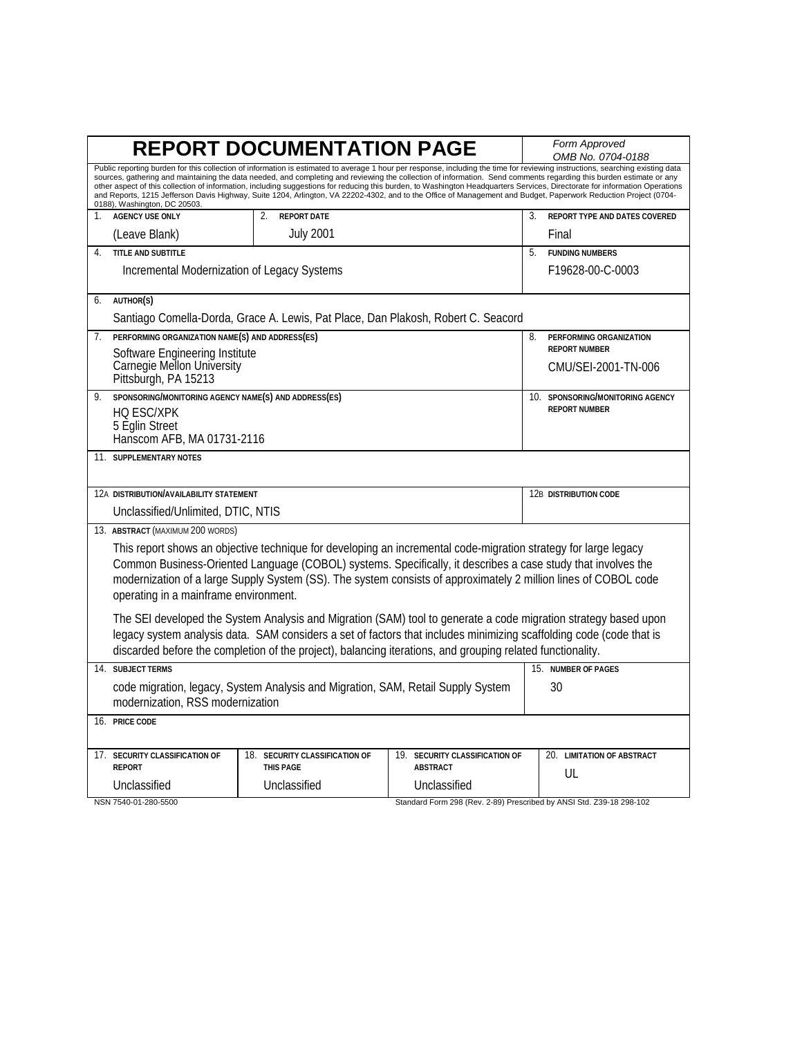# REPORT DOCUMENTATION PAGE

*Form Approved*
*OMB No. 0704-0188*

Public reporting burden for this collection of information is estimated to average 1 hour per response, including the time for reviewing instructions, searching existing data sources, gathering and maintaining the data needed, and completing and reviewing the collection of information. Send comments regarding this burden estimate or any other aspect of this collection of information, including suggestions for reducing this burden, to Washington Headquarters Services, Directorate for information Operations and Reports, 1215 Jefferson Davis Highway, Suite 1204, Arlington, VA 22202-4302, and to the Office of Management and Budget, Paperwork Reduction Project (0704-0188), Washington, DC 20503.

| | | |
|---|---|---|
| 1. AGENCY USE ONLY<br>(Leave Blank) | 2. REPORT DATE<br>July 2001 | 3. REPORT TYPE AND DATES COVERED<br>Final |
| 4. TITLE AND SUBTITLE<br>Incremental Modernization of Legacy Systems | | 5. FUNDING NUMBERS<br>F19628-00-C-0003 |
| 6. AUTHOR(S)<br>Santiago Comella-Dorda, Grace A. Lewis, Pat Place, Dan Plakosh, Robert C. Seacord | | |
| 7. PERFORMING ORGANIZATION NAME(S) AND ADDRESS(ES)<br>Software Engineering Institute<br>Carnegie Mellon University<br>Pittsburgh, PA 15213 | | 8. PERFORMING ORGANIZATION REPORT NUMBER<br>CMU/SEI-2001-TN-006 |
| 9. SPONSORING/MONITORING AGENCY NAME(S) AND ADDRESS(ES)<br>HQ ESC/XPK<br>5 Eglin Street<br>Hanscom AFB, MA 01731-2116 | | 10. SPONSORING/MONITORING AGENCY REPORT NUMBER |
| 11. SUPPLEMENTARY NOTES | | |
| 12A DISTRIBUTION/AVAILABILITY STATEMENT<br>Unclassified/Unlimited, DTIC, NTIS | | 12B DISTRIBUTION CODE |

13. ABSTRACT (MAXIMUM 200 WORDS)

This report shows an objective technique for developing an incremental code-migration strategy for large legacy Common Business-Oriented Language (COBOL) systems. Specifically, it describes a case study that involves the modernization of a large Supply System (SS). The system consists of approximately 2 million lines of COBOL code operating in a mainframe environment.

The SEI developed the System Analysis and Migration (SAM) tool to generate a code migration strategy based upon legacy system analysis data. SAM considers a set of factors that includes minimizing scaffolding code (code that is discarded before the completion of the project), balancing iterations, and grouping related functionality.

| | |
|---|---|
| 14. SUBJECT TERMS<br>code migration, legacy, System Analysis and Migration, SAM, Retail Supply System modernization, RSS modernization | 15. NUMBER OF PAGES<br>30 |
| 16. PRICE CODE | |

| | | | |
|---|---|---|---|
| 17. SECURITY CLASSIFICATION OF REPORT | 18. SECURITY CLASSIFICATION OF THIS PAGE | 19. SECURITY CLASSIFICATION OF ABSTRACT | 20. LIMITATION OF ABSTRACT |
| Unclassified | Unclassified | Unclassified | UL |

NSN 7540-01-280-5500

Standard Form 298 (Rev. 2-89) Prescribed by ANSI Std. Z39-18 298-102